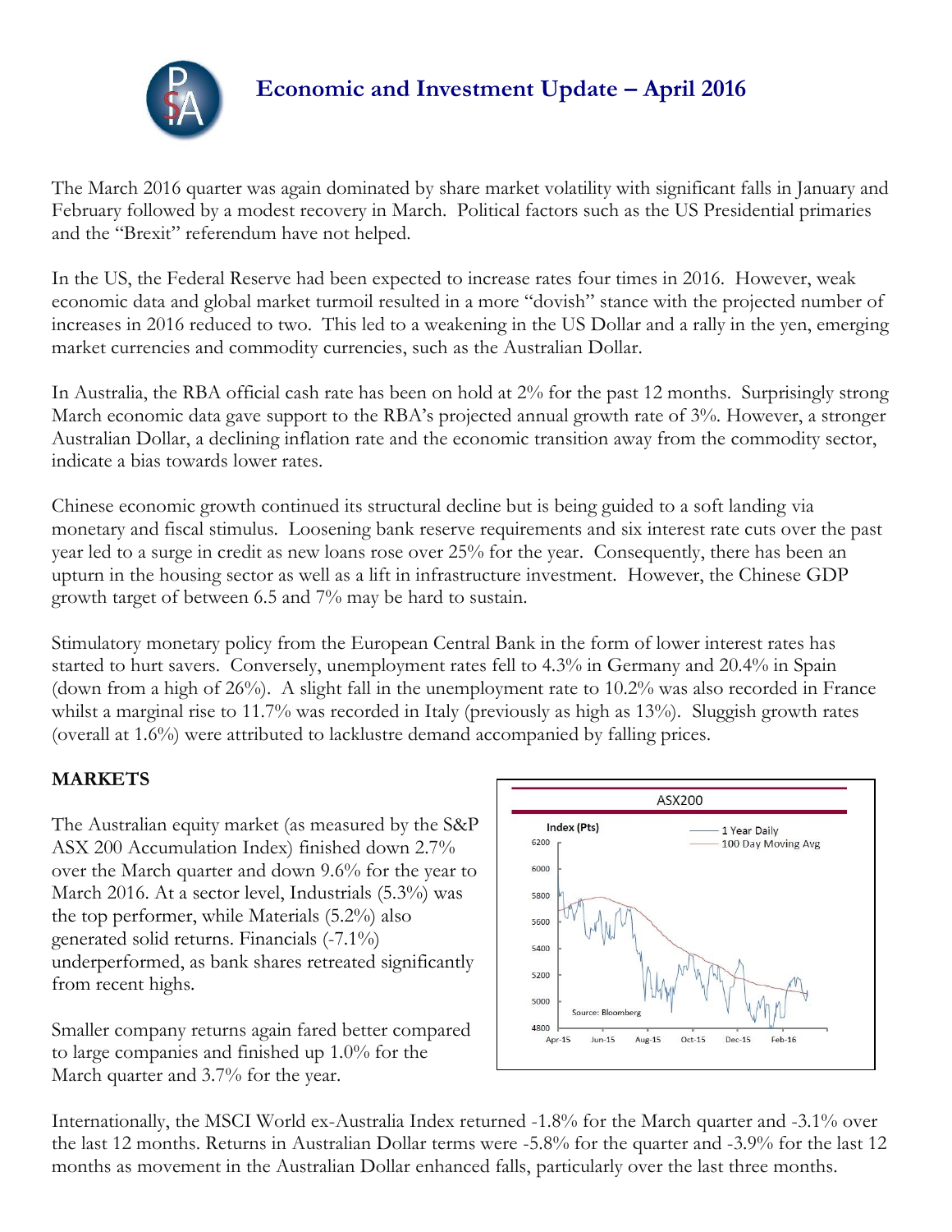# Economic and Investment Update – April 2016

The March 2016 quarter was again dominated by share market volatility with significant falls in January and February followed by a modest recovery in March. Political factors such as the US Presidential primaries and the "Brexit" referendum have not helped.

In the US, the Federal Reserve had been expected to increase rates four times in 2016. However, weak economic data and global market turmoil resulted in a more "dovish" stance with the projected number of increases in 2016 reduced to two. This led to a weakening in the US Dollar and a rally in the yen, emerging market currencies and commodity currencies, such as the Australian Dollar.

In Australia, the RBA official cash rate has been on hold at 2% for the past 12 months. Surprisingly strong March economic data gave support to the RBA's projected annual growth rate of 3%. However, a stronger Australian Dollar, a declining inflation rate and the economic transition away from the commodity sector, indicate a bias towards lower rates.

Chinese economic growth continued its structural decline but is being guided to a soft landing via monetary and fiscal stimulus. Loosening bank reserve requirements and six interest rate cuts over the past year led to a surge in credit as new loans rose over 25% for the year. Consequently, there has been an upturn in the housing sector as well as a lift in infrastructure investment. However, the Chinese GDP growth target of between 6.5 and 7% may be hard to sustain.

Stimulatory monetary policy from the European Central Bank in the form of lower interest rates has started to hurt savers. Conversely, unemployment rates fell to 4.3% in Germany and 20.4% in Spain (down from a high of 26%). A slight fall in the unemployment rate to 10.2% was also recorded in France whilst a marginal rise to 11.7% was recorded in Italy (previously as high as 13%). Sluggish growth rates (overall at 1.6%) were attributed to lacklustre demand accompanied by falling prices.

**MARKETS**

The Australian equity market (as measured by the S&P ASX 200 Accumulation Index) finished down 2.7% over the March quarter and down 9.6% for the year to March 2016. At a sector level, Industrials (5.3%) was the top performer, while Materials (5.2%) also generated solid returns. Financials (-7.1%) underperformed, as bank shares retreated significantly from recent highs.

Smaller company returns again fared better compared to large companies and finished up 1.0% for the March quarter and 3.7% for the year.

Internationally, the MSCI World ex-Australia Index returned -1.8% for the March quarter and -3.1% over the last 12 months. Returns in Australian Dollar terms were -5.8% for the quarter and -3.9% for the last 12 months as movement in the Australian Dollar enhanced falls, particularly over the last three months.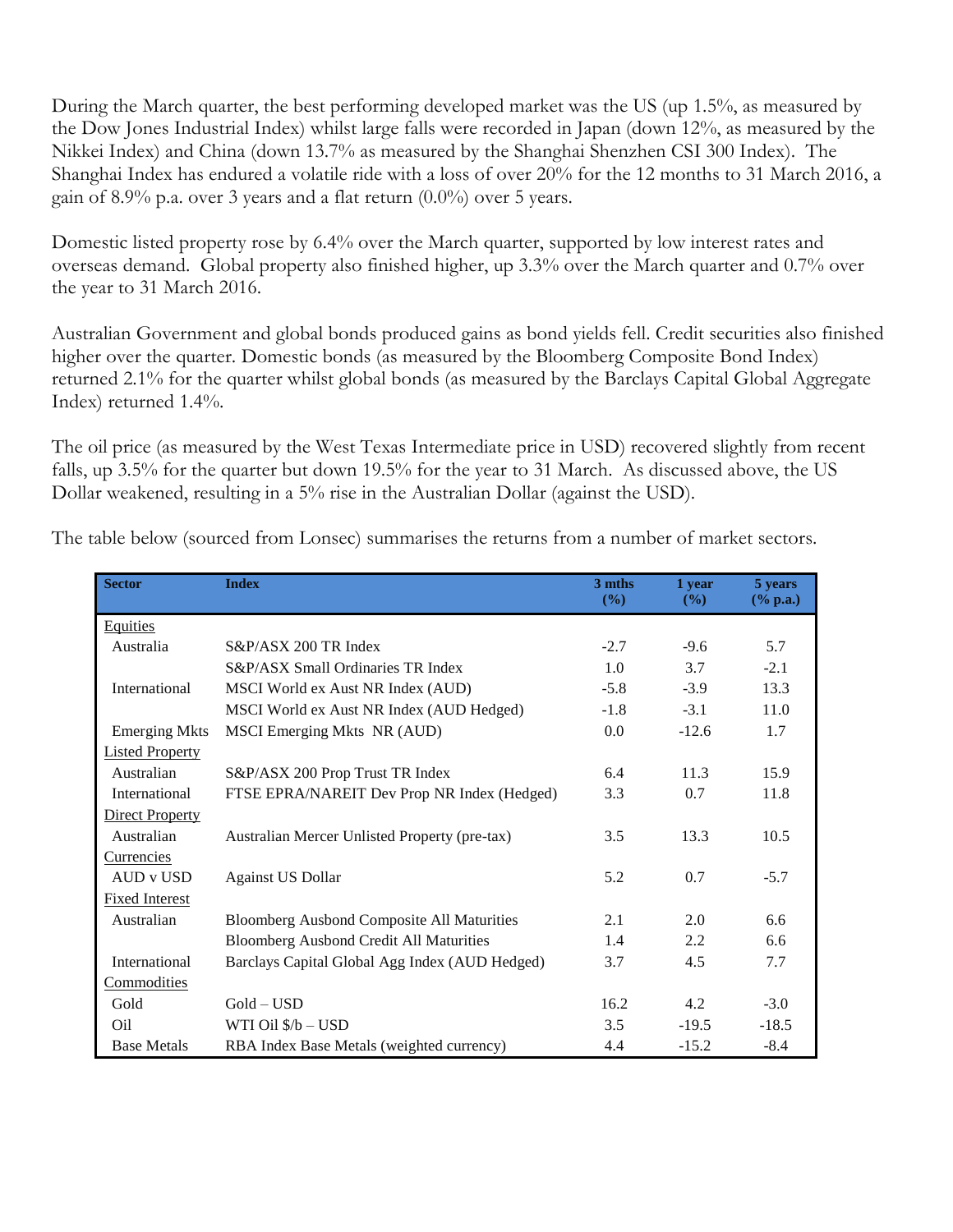During the March quarter, the best performing developed market was the US (up 1.5%, as measured by the Dow Jones Industrial Index) whilst large falls were recorded in Japan (down 12%, as measured by the Nikkei Index) and China (down 13.7% as measured by the Shanghai Shenzhen CSI 300 Index). The Shanghai Index has endured a volatile ride with a loss of over 20% for the 12 months to 31 March 2016, a gain of 8.9% p.a. over 3 years and a flat return (0.0%) over 5 years.

Domestic listed property rose by 6.4% over the March quarter, supported by low interest rates and overseas demand. Global property also finished higher, up 3.3% over the March quarter and 0.7% over the year to 31 March 2016.

Australian Government and global bonds produced gains as bond yields fell. Credit securities also finished higher over the quarter. Domestic bonds (as measured by the Bloomberg Composite Bond Index) returned 2.1% for the quarter whilst global bonds (as measured by the Barclays Capital Global Aggregate Index) returned 1.4%.

The oil price (as measured by the West Texas Intermediate price in USD) recovered slightly from recent falls, up 3.5% for the quarter but down 19.5% for the year to 31 March. As discussed above, the US Dollar weakened, resulting in a 5% rise in the Australian Dollar (against the USD).

The table below (sourced from Lonsec) summarises the returns from a number of market sectors.

| Sector | Index | 3 mths (%) | 1 year (%) | 5 years (% p.a.) |
|---|---|---|---|---|
| Equities | | | | |
| Australia | S&P/ASX 200 TR Index | -2.7 | -9.6 | 5.7 |
| | S&P/ASX Small Ordinaries TR Index | 1.0 | 3.7 | -2.1 |
| International | MSCI World ex Aust NR Index (AUD) | -5.8 | -3.9 | 13.3 |
| | MSCI World ex Aust NR Index (AUD Hedged) | -1.8 | -3.1 | 11.0 |
| Emerging Mkts | MSCI Emerging Mkts NR (AUD) | 0.0 | -12.6 | 1.7 |
| Listed Property | | | | |
| Australian | S&P/ASX 200 Prop Trust TR Index | 6.4 | 11.3 | 15.9 |
| International | FTSE EPRA/NAREIT Dev Prop NR Index (Hedged) | 3.3 | 0.7 | 11.8 |
| Direct Property | | | | |
| Australian | Australian Mercer Unlisted Property (pre-tax) | 3.5 | 13.3 | 10.5 |
| Currencies | | | | |
| AUD v USD | Against US Dollar | 5.2 | 0.7 | -5.7 |
| Fixed Interest | | | | |
| Australian | Bloomberg Ausbond Composite All Maturities | 2.1 | 2.0 | 6.6 |
| | Bloomberg Ausbond Credit All Maturities | 1.4 | 2.2 | 6.6 |
| International | Barclays Capital Global Agg Index (AUD Hedged) | 3.7 | 4.5 | 7.7 |
| Commodities | | | | |
| Gold | Gold – USD | 16.2 | 4.2 | -3.0 |
| Oil | WTI Oil $/b – USD | 3.5 | -19.5 | -18.5 |
| Base Metals | RBA Index Base Metals (weighted currency) | 4.4 | -15.2 | -8.4 |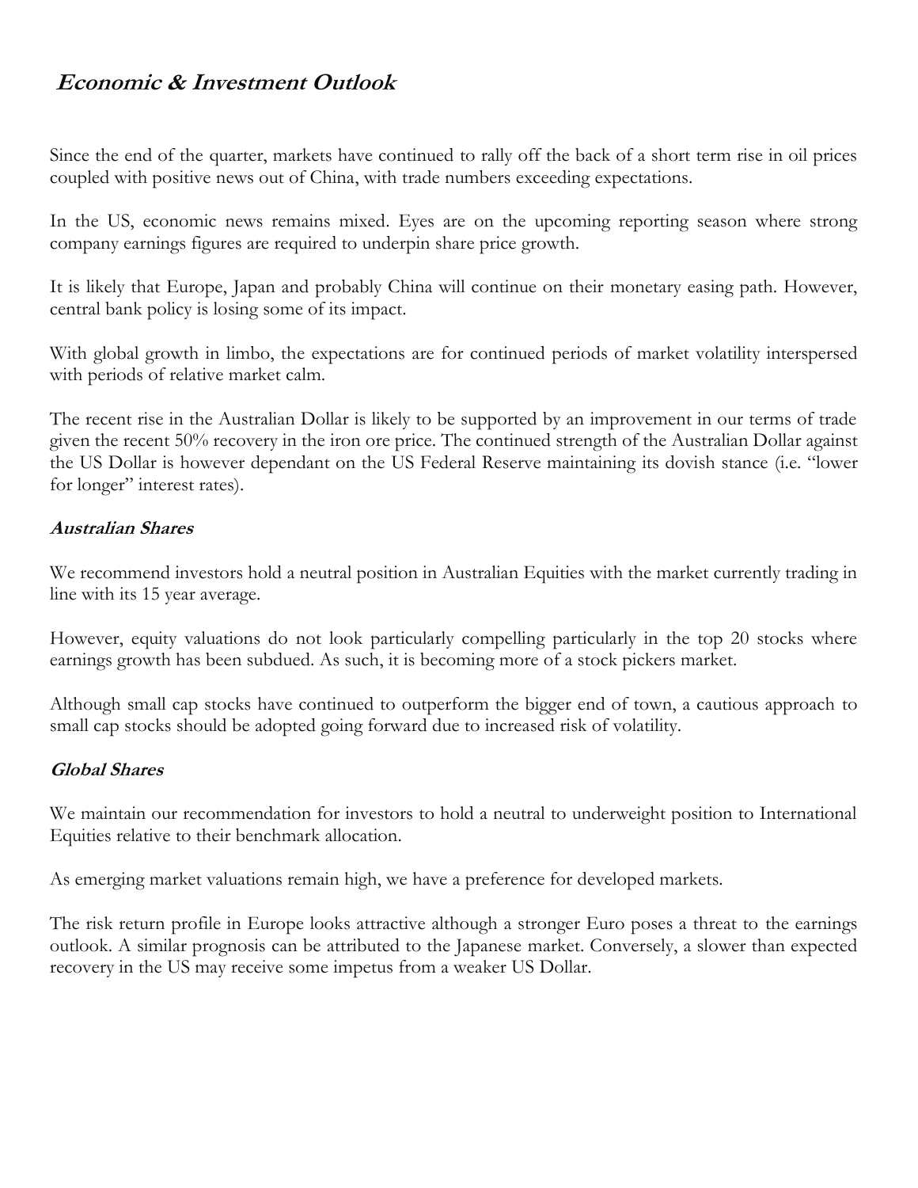## *Economic & Investment Outlook*

Since the end of the quarter, markets have continued to rally off the back of a short term rise in oil prices coupled with positive news out of China, with trade numbers exceeding expectations.

In the US, economic news remains mixed. Eyes are on the upcoming reporting season where strong company earnings figures are required to underpin share price growth.

It is likely that Europe, Japan and probably China will continue on their monetary easing path. However, central bank policy is losing some of its impact.

With global growth in limbo, the expectations are for continued periods of market volatility interspersed with periods of relative market calm.

The recent rise in the Australian Dollar is likely to be supported by an improvement in our terms of trade given the recent 50% recovery in the iron ore price. The continued strength of the Australian Dollar against the US Dollar is however dependant on the US Federal Reserve maintaining its dovish stance (i.e. "lower for longer" interest rates).

### *Australian Shares*

We recommend investors hold a neutral position in Australian Equities with the market currently trading in line with its 15 year average.

However, equity valuations do not look particularly compelling particularly in the top 20 stocks where earnings growth has been subdued. As such, it is becoming more of a stock pickers market.

Although small cap stocks have continued to outperform the bigger end of town, a cautious approach to small cap stocks should be adopted going forward due to increased risk of volatility.

### *Global Shares*

We maintain our recommendation for investors to hold a neutral to underweight position to International Equities relative to their benchmark allocation.

As emerging market valuations remain high, we have a preference for developed markets.

The risk return profile in Europe looks attractive although a stronger Euro poses a threat to the earnings outlook. A similar prognosis can be attributed to the Japanese market. Conversely, a slower than expected recovery in the US may receive some impetus from a weaker US Dollar.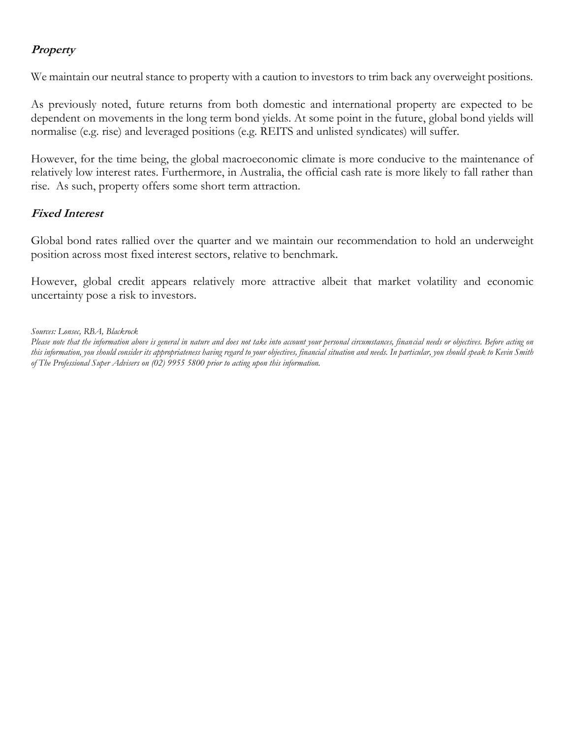### ***Property***

We maintain our neutral stance to property with a caution to investors to trim back any overweight positions.

As previously noted, future returns from both domestic and international property are expected to be dependent on movements in the long term bond yields. At some point in the future, global bond yields will normalise (e.g. rise) and leveraged positions (e.g. REITS and unlisted syndicates) will suffer.

However, for the time being, the global macroeconomic climate is more conducive to the maintenance of relatively low interest rates. Furthermore, in Australia, the official cash rate is more likely to fall rather than rise. As such, property offers some short term attraction.

### ***Fixed Interest***

Global bond rates rallied over the quarter and we maintain our recommendation to hold an underweight position across most fixed interest sectors, relative to benchmark.

However, global credit appears relatively more attractive albeit that market volatility and economic uncertainty pose a risk to investors.

*Sources: Lonsec, RBA, Blackrock*

*Please note that the information above is general in nature and does not take into account your personal circumstances, financial needs or objectives. Before acting on this information, you should consider its appropriateness having regard to your objectives, financial situation and needs. In particular, you should speak to Kevin Smith of The Professional Super Advisers on (02) 9955 5800 prior to acting upon this information.*